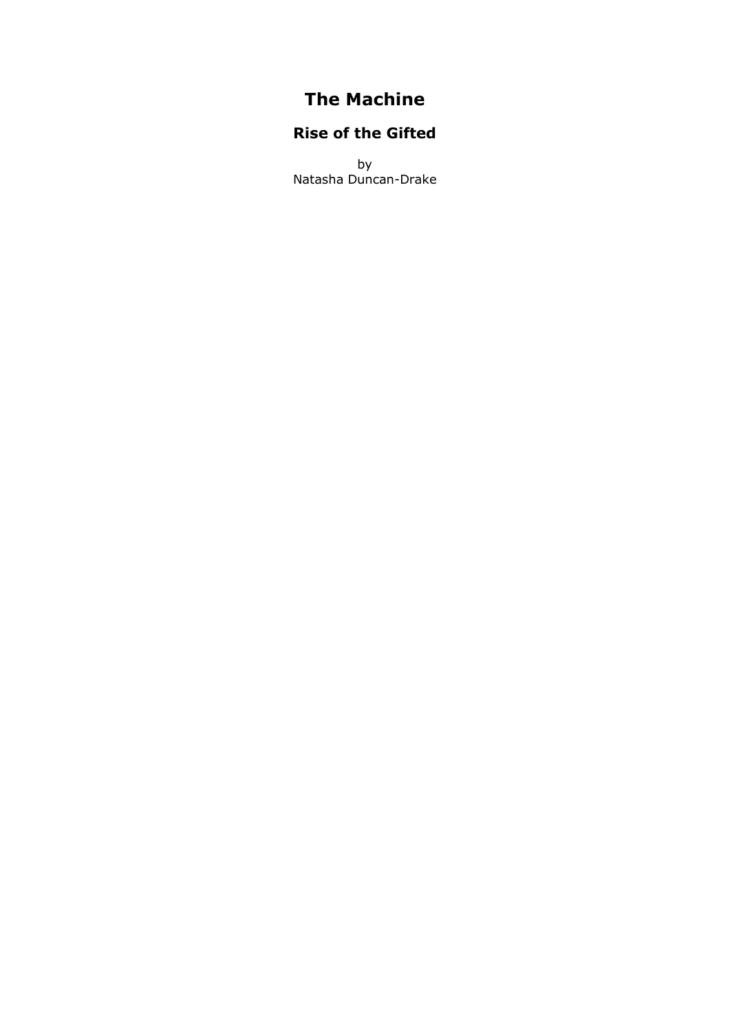# The Machine

## Rise of the Gifted

by
Natasha Duncan-Drake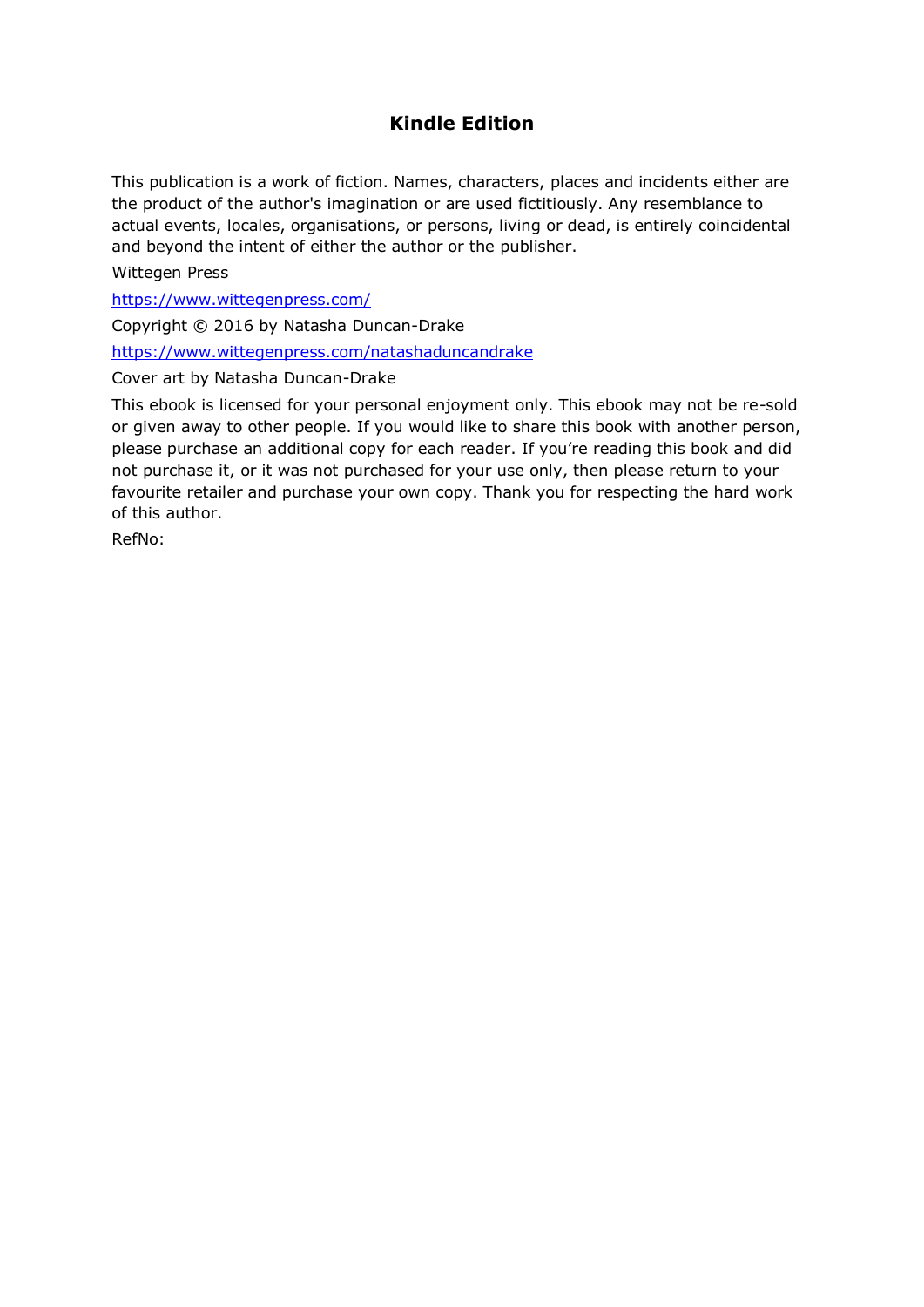## Kindle Edition

This publication is a work of fiction. Names, characters, places and incidents either are the product of the author's imagination or are used fictitiously. Any resemblance to actual events, locales, organisations, or persons, living or dead, is entirely coincidental and beyond the intent of either the author or the publisher.

Wittegen Press

https://www.wittegenpress.com/

Copyright © 2016 by Natasha Duncan-Drake

https://www.wittegenpress.com/natashaduncandrake

Cover art by Natasha Duncan-Drake

This ebook is licensed for your personal enjoyment only. This ebook may not be re-sold or given away to other people. If you would like to share this book with another person, please purchase an additional copy for each reader. If you're reading this book and did not purchase it, or it was not purchased for your use only, then please return to your favourite retailer and purchase your own copy. Thank you for respecting the hard work of this author.

RefNo: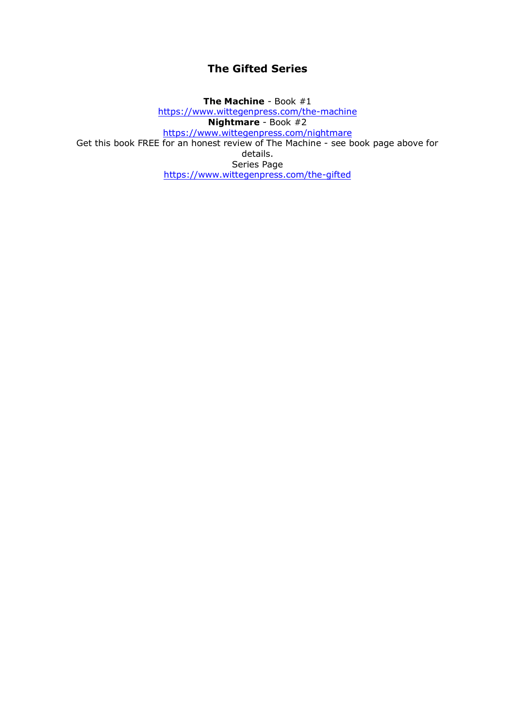## The Gifted Series

**The Machine** - Book #1
https://www.wittegenpress.com/the-machine
**Nightmare** - Book #2
https://www.wittegenpress.com/nightmare
Get this book FREE for an honest review of The Machine - see book page above for details.
Series Page
https://www.wittegenpress.com/the-gifted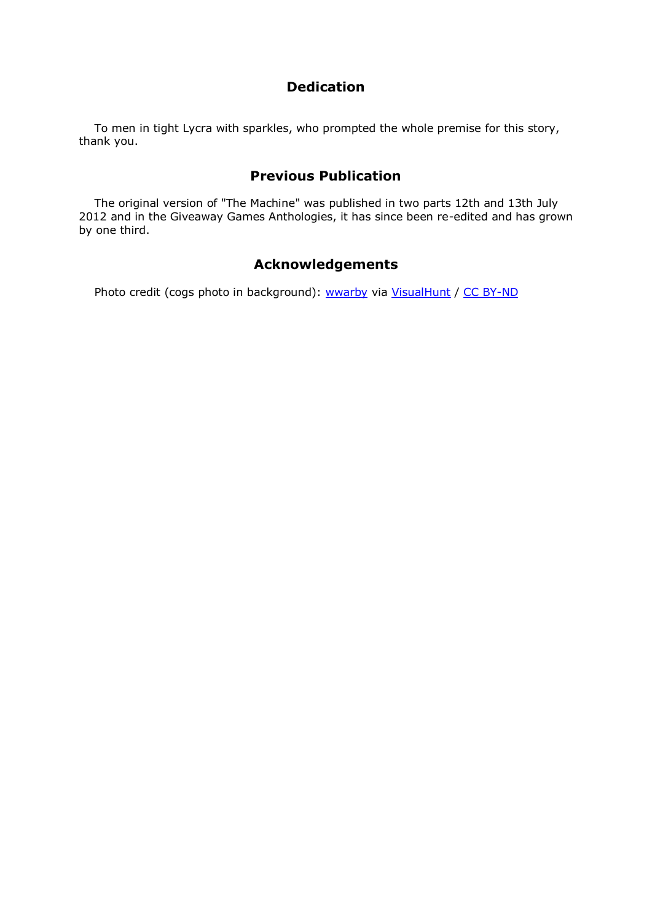## Dedication

To men in tight Lycra with sparkles, who prompted the whole premise for this story, thank you.

## Previous Publication

The original version of "The Machine" was published in two parts 12th and 13th July 2012 and in the Giveaway Games Anthologies, it has since been re-edited and has grown by one third.

## Acknowledgements

Photo credit (cogs photo in background): wwarby via VisualHunt / CC BY-ND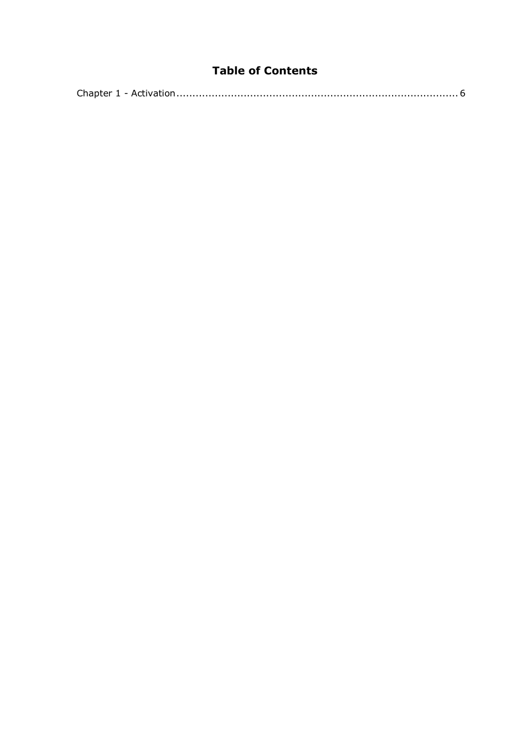# Table of Contents

Chapter 1 - Activation........................................................................................ 6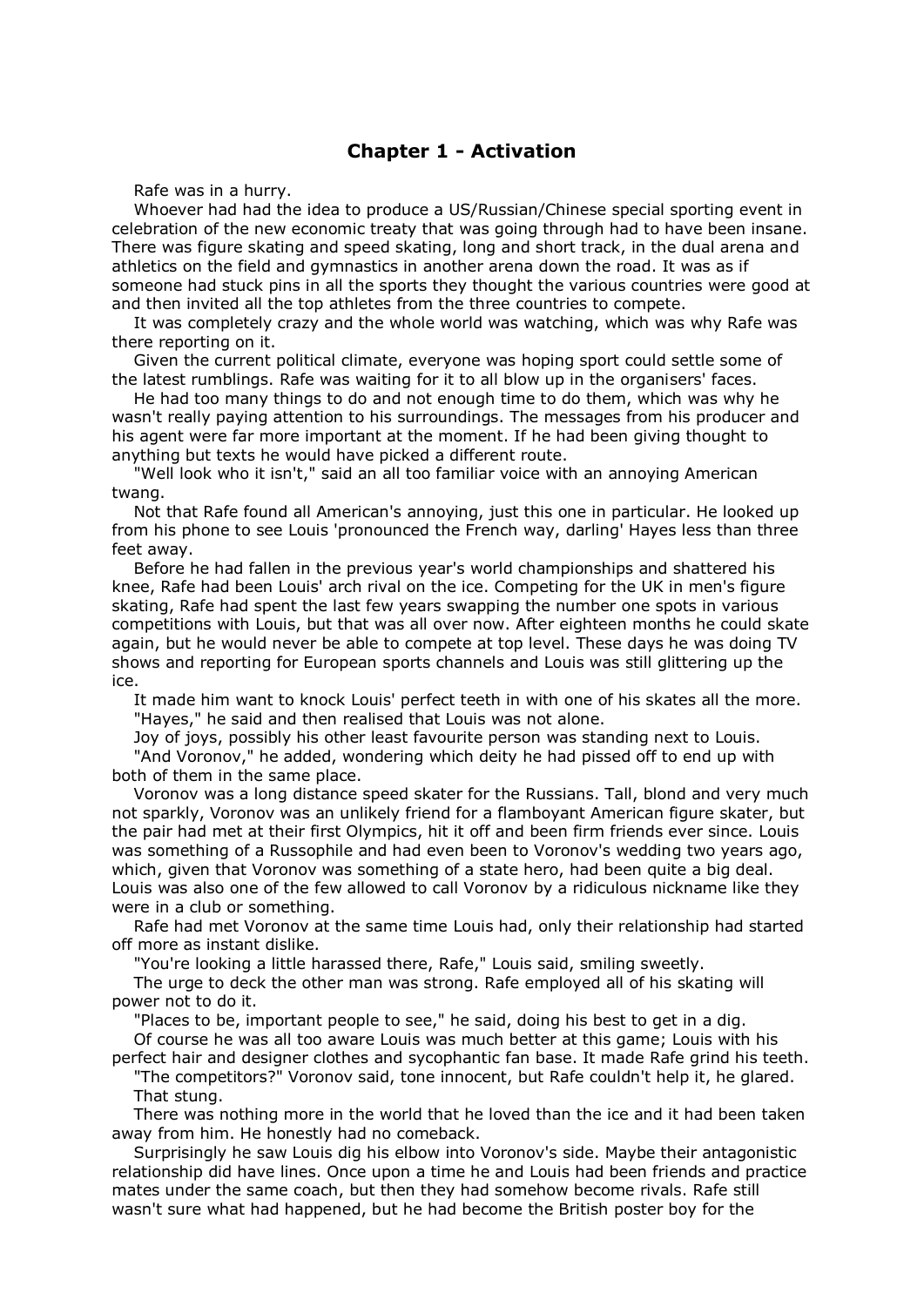## Chapter 1 - Activation

Rafe was in a hurry.

Whoever had had the idea to produce a US/Russian/Chinese special sporting event in celebration of the new economic treaty that was going through had to have been insane. There was figure skating and speed skating, long and short track, in the dual arena and athletics on the field and gymnastics in another arena down the road. It was as if someone had stuck pins in all the sports they thought the various countries were good at and then invited all the top athletes from the three countries to compete.

It was completely crazy and the whole world was watching, which was why Rafe was there reporting on it.

Given the current political climate, everyone was hoping sport could settle some of the latest rumblings. Rafe was waiting for it to all blow up in the organisers' faces.

He had too many things to do and not enough time to do them, which was why he wasn't really paying attention to his surroundings. The messages from his producer and his agent were far more important at the moment. If he had been giving thought to anything but texts he would have picked a different route.

"Well look who it isn't," said an all too familiar voice with an annoying American twang.

Not that Rafe found all American's annoying, just this one in particular. He looked up from his phone to see Louis 'pronounced the French way, darling' Hayes less than three feet away.

Before he had fallen in the previous year's world championships and shattered his knee, Rafe had been Louis' arch rival on the ice. Competing for the UK in men's figure skating, Rafe had spent the last few years swapping the number one spots in various competitions with Louis, but that was all over now. After eighteen months he could skate again, but he would never be able to compete at top level. These days he was doing TV shows and reporting for European sports channels and Louis was still glittering up the ice.

It made him want to knock Louis' perfect teeth in with one of his skates all the more.

"Hayes," he said and then realised that Louis was not alone.

Joy of joys, possibly his other least favourite person was standing next to Louis.

"And Voronov," he added, wondering which deity he had pissed off to end up with both of them in the same place.

Voronov was a long distance speed skater for the Russians. Tall, blond and very much not sparkly, Voronov was an unlikely friend for a flamboyant American figure skater, but the pair had met at their first Olympics, hit it off and been firm friends ever since. Louis was something of a Russophile and had even been to Voronov's wedding two years ago, which, given that Voronov was something of a state hero, had been quite a big deal. Louis was also one of the few allowed to call Voronov by a ridiculous nickname like they were in a club or something.

Rafe had met Voronov at the same time Louis had, only their relationship had started off more as instant dislike.

"You're looking a little harassed there, Rafe," Louis said, smiling sweetly.

The urge to deck the other man was strong. Rafe employed all of his skating will power not to do it.

"Places to be, important people to see," he said, doing his best to get in a dig.

Of course he was all too aware Louis was much better at this game; Louis with his perfect hair and designer clothes and sycophantic fan base. It made Rafe grind his teeth.

"The competitors?" Voronov said, tone innocent, but Rafe couldn't help it, he glared.

That stung.

There was nothing more in the world that he loved than the ice and it had been taken away from him. He honestly had no comeback.

Surprisingly he saw Louis dig his elbow into Voronov's side. Maybe their antagonistic relationship did have lines. Once upon a time he and Louis had been friends and practice mates under the same coach, but then they had somehow become rivals. Rafe still wasn't sure what had happened, but he had become the British poster boy for the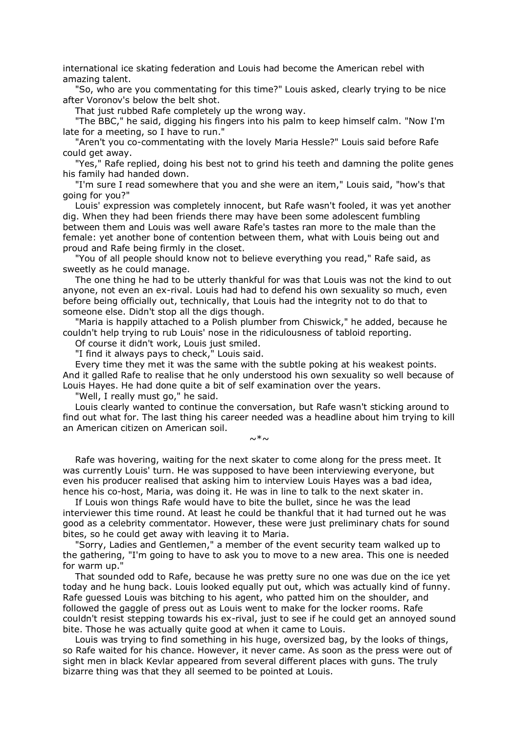international ice skating federation and Louis had become the American rebel with amazing talent.

"So, who are you commentating for this time?" Louis asked, clearly trying to be nice after Voronov's below the belt shot.

That just rubbed Rafe completely up the wrong way.

"The BBC," he said, digging his fingers into his palm to keep himself calm. "Now I'm late for a meeting, so I have to run."

"Aren't you co-commentating with the lovely Maria Hessle?" Louis said before Rafe could get away.

"Yes," Rafe replied, doing his best not to grind his teeth and damning the polite genes his family had handed down.

"I'm sure I read somewhere that you and she were an item," Louis said, "how's that going for you?"

Louis' expression was completely innocent, but Rafe wasn't fooled, it was yet another dig. When they had been friends there may have been some adolescent fumbling between them and Louis was well aware Rafe's tastes ran more to the male than the female: yet another bone of contention between them, what with Louis being out and proud and Rafe being firmly in the closet.

"You of all people should know not to believe everything you read," Rafe said, as sweetly as he could manage.

The one thing he had to be utterly thankful for was that Louis was not the kind to out anyone, not even an ex-rival. Louis had had to defend his own sexuality so much, even before being officially out, technically, that Louis had the integrity not to do that to someone else. Didn't stop all the digs though.

"Maria is happily attached to a Polish plumber from Chiswick," he added, because he couldn't help trying to rub Louis' nose in the ridiculousness of tabloid reporting.

Of course it didn't work, Louis just smiled.

"I find it always pays to check," Louis said.

Every time they met it was the same with the subtle poking at his weakest points. And it galled Rafe to realise that he only understood his own sexuality so well because of Louis Hayes. He had done quite a bit of self examination over the years.

"Well, I really must go," he said.

Louis clearly wanted to continue the conversation, but Rafe wasn't sticking around to find out what for. The last thing his career needed was a headline about him trying to kill an American citizen on American soil.

~*~

Rafe was hovering, waiting for the next skater to come along for the press meet. It was currently Louis' turn. He was supposed to have been interviewing everyone, but even his producer realised that asking him to interview Louis Hayes was a bad idea, hence his co-host, Maria, was doing it. He was in line to talk to the next skater in.

If Louis won things Rafe would have to bite the bullet, since he was the lead interviewer this time round. At least he could be thankful that it had turned out he was good as a celebrity commentator. However, these were just preliminary chats for sound bites, so he could get away with leaving it to Maria.

"Sorry, Ladies and Gentlemen," a member of the event security team walked up to the gathering, "I'm going to have to ask you to move to a new area. This one is needed for warm up."

That sounded odd to Rafe, because he was pretty sure no one was due on the ice yet today and he hung back. Louis looked equally put out, which was actually kind of funny. Rafe guessed Louis was bitching to his agent, who patted him on the shoulder, and followed the gaggle of press out as Louis went to make for the locker rooms. Rafe couldn't resist stepping towards his ex-rival, just to see if he could get an annoyed sound bite. Those he was actually quite good at when it came to Louis.

Louis was trying to find something in his huge, oversized bag, by the looks of things, so Rafe waited for his chance. However, it never came. As soon as the press were out of sight men in black Kevlar appeared from several different places with guns. The truly bizarre thing was that they all seemed to be pointed at Louis.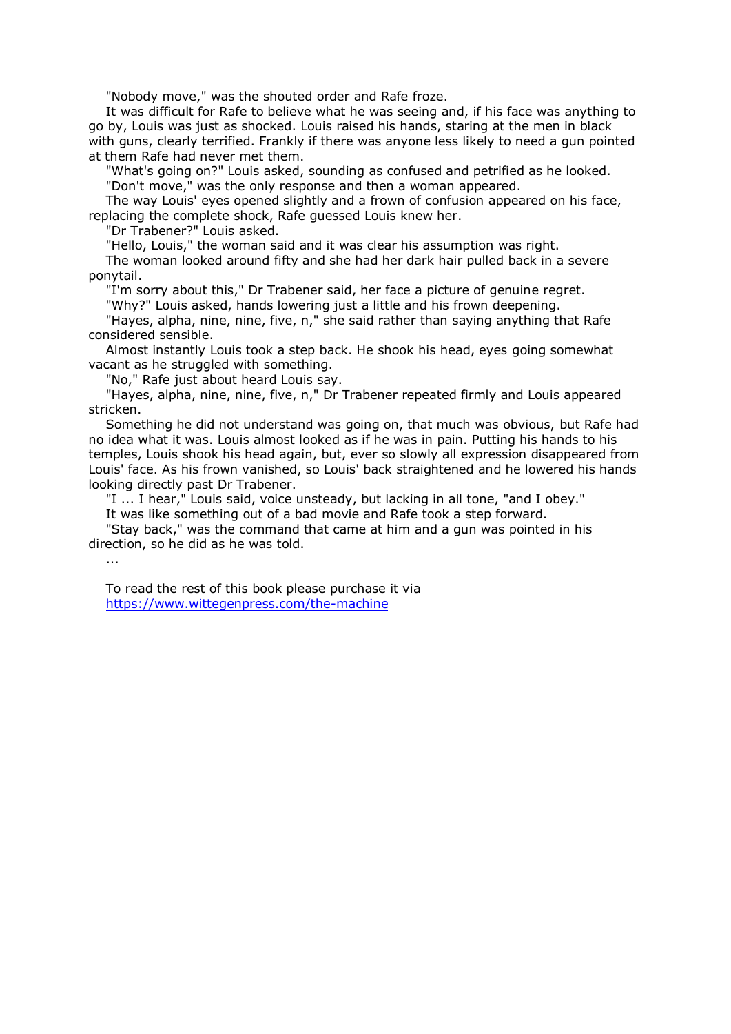"Nobody move," was the shouted order and Rafe froze.

It was difficult for Rafe to believe what he was seeing and, if his face was anything to go by, Louis was just as shocked. Louis raised his hands, staring at the men in black with guns, clearly terrified. Frankly if there was anyone less likely to need a gun pointed at them Rafe had never met them.

"What's going on?" Louis asked, sounding as confused and petrified as he looked.

"Don't move," was the only response and then a woman appeared.

The way Louis' eyes opened slightly and a frown of confusion appeared on his face, replacing the complete shock, Rafe guessed Louis knew her.

"Dr Trabener?" Louis asked.

"Hello, Louis," the woman said and it was clear his assumption was right.

The woman looked around fifty and she had her dark hair pulled back in a severe ponytail.

"I'm sorry about this," Dr Trabener said, her face a picture of genuine regret.

"Why?" Louis asked, hands lowering just a little and his frown deepening.

"Hayes, alpha, nine, nine, five, n," she said rather than saying anything that Rafe considered sensible.

Almost instantly Louis took a step back. He shook his head, eyes going somewhat vacant as he struggled with something.

"No," Rafe just about heard Louis say.

"Hayes, alpha, nine, nine, five, n," Dr Trabener repeated firmly and Louis appeared stricken.

Something he did not understand was going on, that much was obvious, but Rafe had no idea what it was. Louis almost looked as if he was in pain. Putting his hands to his temples, Louis shook his head again, but, ever so slowly all expression disappeared from Louis' face. As his frown vanished, so Louis' back straightened and he lowered his hands looking directly past Dr Trabener.

"I ... I hear," Louis said, voice unsteady, but lacking in all tone, "and I obey."

It was like something out of a bad movie and Rafe took a step forward.

"Stay back," was the command that came at him and a gun was pointed in his direction, so he did as he was told.

...

To read the rest of this book please purchase it via [https://www.wittegenpress.com/the-machine](https://www.wittegenpress.com/the-machine)